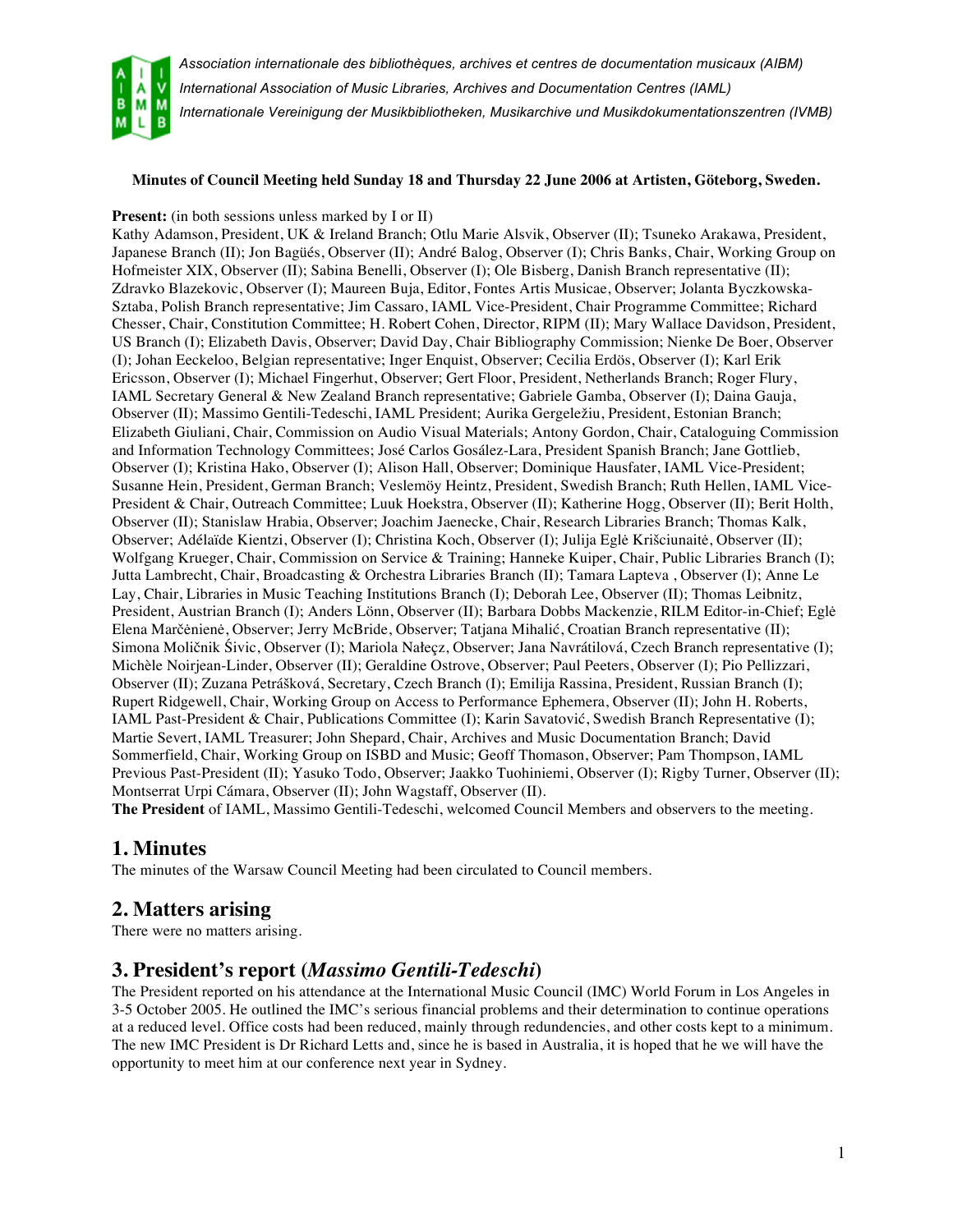*Association internationale des bibliothèques, archives et centres de documentation musicaux (AIBM)*
*International Association of Music Libraries, Archives and Documentation Centres (IAML)*
*Internationale Vereinigung der Musikbibliotheken, Musikarchive und Musikdokumentationszentren (IVMB)*

**Minutes of Council Meeting held Sunday 18 and Thursday 22 June 2006 at Artisten, Göteborg, Sweden.**

**Present:** (in both sessions unless marked by I or II)
Kathy Adamson, President, UK & Ireland Branch; Otlu Marie Alsvik, Observer (II); Tsuneko Arakawa, President, Japanese Branch (II); Jon Bagüés, Observer (II); André Balog, Observer (I); Chris Banks, Chair, Working Group on Hofmeister XIX, Observer (II); Sabina Benelli, Observer (I); Ole Bisberg, Danish Branch representative (II); Zdravko Blazekovic, Observer (I); Maureen Buja, Editor, Fontes Artis Musicae, Observer; Jolanta Byczkowska-Sztaba, Polish Branch representative; Jim Cassaro, IAML Vice-President, Chair Programme Committee; Richard Chesser, Chair, Constitution Committee; H. Robert Cohen, Director, RIPM (II); Mary Wallace Davidson, President, US Branch (I); Elizabeth Davis, Observer; David Day, Chair Bibliography Commission; Nienke De Boer, Observer (I); Johan Eeckeloo, Belgian representative; Inger Enquist, Observer; Cecilia Erdös, Observer (I); Karl Erik Ericsson, Observer (I); Michael Fingerhut, Observer; Gert Floor, President, Netherlands Branch; Roger Flury, IAML Secretary General & New Zealand Branch representative; Gabriele Gamba, Observer (I); Daina Gauja, Observer (II); Massimo Gentili-Tedeschi, IAML President; Aurika Gergeležiu, President, Estonian Branch; Elizabeth Giuliani, Chair, Commission on Audio Visual Materials; Antony Gordon, Chair, Cataloguing Commission and Information Technology Committees; José Carlos Gosález-Lara, President Spanish Branch; Jane Gottlieb, Observer (I); Kristina Hako, Observer (I); Alison Hall, Observer; Dominique Hausfater, IAML Vice-President; Susanne Hein, President, German Branch; Veslemöy Heintz, President, Swedish Branch; Ruth Hellen, IAML Vice-President & Chair, Outreach Committee; Luuk Hoekstra, Observer (II); Katherine Hogg, Observer (II); Berit Holth, Observer (II); Stanislaw Hrabia, Observer; Joachim Jaenecke, Chair, Research Libraries Branch; Thomas Kalk, Observer; Adélaïde Kientzi, Observer (I); Christina Koch, Observer (I); Julija Eglė Krišciunaitė, Observer (II); Wolfgang Krueger, Chair, Commission on Service & Training; Hanneke Kuiper, Chair, Public Libraries Branch (I); Jutta Lambrecht, Chair, Broadcasting & Orchestra Libraries Branch (II); Tamara Lapteva , Observer (I); Anne Le Lay, Chair, Libraries in Music Teaching Institutions Branch (I); Deborah Lee, Observer (II); Thomas Leibnitz, President, Austrian Branch (I); Anders Lönn, Observer (II); Barbara Dobbs Mackenzie, RILM Editor-in-Chief; Eglė Elena Marčėnienė, Observer; Jerry McBride, Observer; Tatjana Mihalić, Croatian Branch representative (II); Simona Moličnik Šivic, Observer (I); Mariola Nałeçz, Observer; Jana Navrátilová, Czech Branch representative (I); Michèle Noirjean-Linder, Observer (II); Geraldine Ostrove, Observer; Paul Peeters, Observer (I); Pio Pellizzari, Observer (II); Zuzana Petrášková, Secretary, Czech Branch (I); Emilija Rassina, President, Russian Branch (I); Rupert Ridgewell, Chair, Working Group on Access to Performance Ephemera, Observer (II); John H. Roberts, IAML Past-President & Chair, Publications Committee (I); Karin Savatović, Swedish Branch Representative (I); Martie Severt, IAML Treasurer; John Shepard, Chair, Archives and Music Documentation Branch; David Sommerfield, Chair, Working Group on ISBD and Music; Geoff Thomason, Observer; Pam Thompson, IAML Previous Past-President (II); Yasuko Todo, Observer; Jaakko Tuohiniemi, Observer (I); Rigby Turner, Observer (II); Montserrat Urpi Cámara, Observer (II); John Wagstaff, Observer (II).
**The President** of IAML, Massimo Gentili-Tedeschi, welcomed Council Members and observers to the meeting.

## 1. Minutes

The minutes of the Warsaw Council Meeting had been circulated to Council members.

## 2. Matters arising

There were no matters arising.

## 3. President's report (*Massimo Gentili-Tedeschi*)

The President reported on his attendance at the International Music Council (IMC) World Forum in Los Angeles in 3-5 October 2005. He outlined the IMC's serious financial problems and their determination to continue operations at a reduced level. Office costs had been reduced, mainly through redundencies, and other costs kept to a minimum. The new IMC President is Dr Richard Letts and, since he is based in Australia, it is hoped that he we will have the opportunity to meet him at our conference next year in Sydney.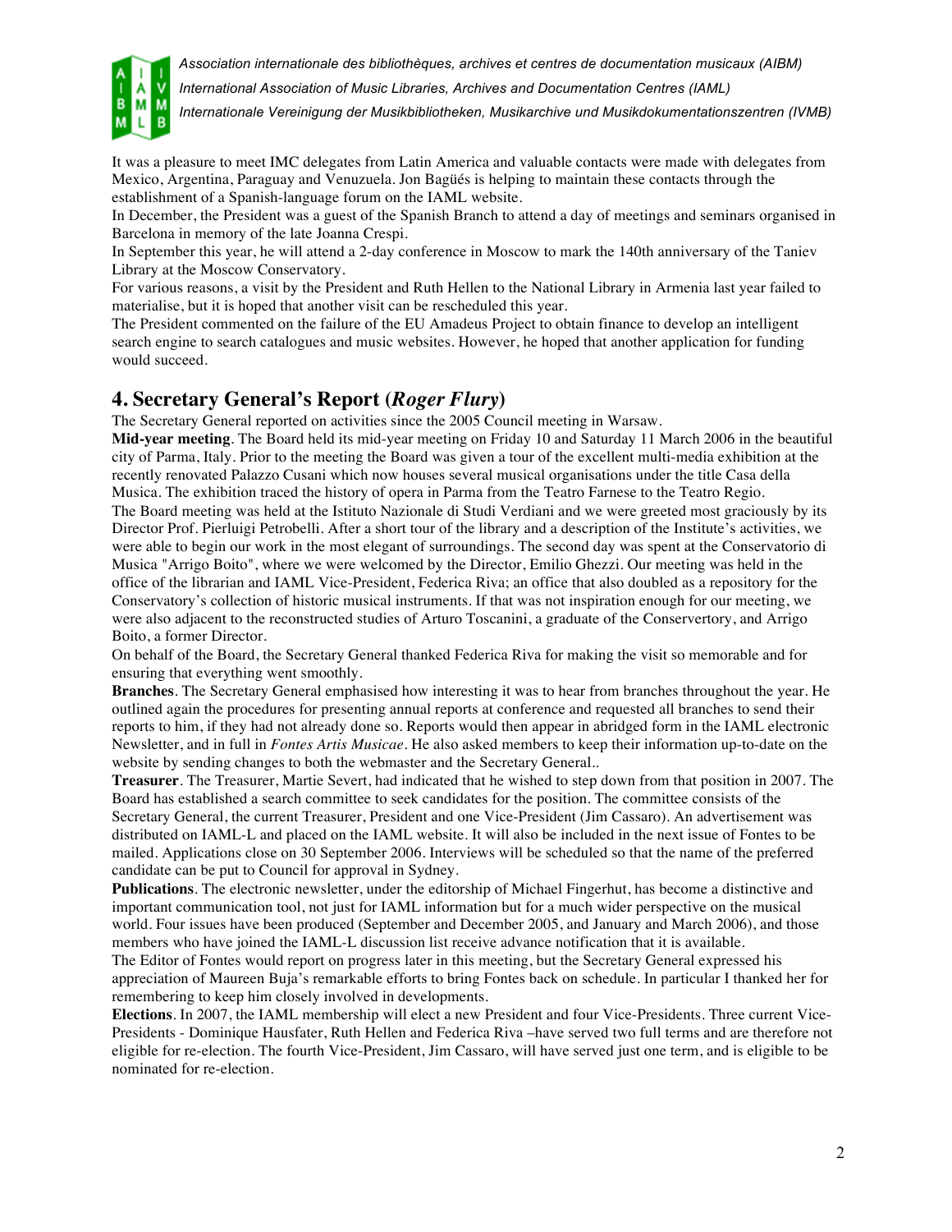It was a pleasure to meet IMC delegates from Latin America and valuable contacts were made with delegates from Mexico, Argentina, Paraguay and Venuzuela. Jon Bagüés is helping to maintain these contacts through the establishment of a Spanish-language forum on the IAML website.

In December, the President was a guest of the Spanish Branch to attend a day of meetings and seminars organised in Barcelona in memory of the late Joanna Crespi.

In September this year, he will attend a 2-day conference in Moscow to mark the 140th anniversary of the Taniev Library at the Moscow Conservatory.

For various reasons, a visit by the President and Ruth Hellen to the National Library in Armenia last year failed to materialise, but it is hoped that another visit can be rescheduled this year.

The President commented on the failure of the EU Amadeus Project to obtain finance to develop an intelligent search engine to search catalogues and music websites. However, he hoped that another application for funding would succeed.

## 4. Secretary General's Report (*Roger Flury*)

The Secretary General reported on activities since the 2005 Council meeting in Warsaw.

**Mid-year meeting**. The Board held its mid-year meeting on Friday 10 and Saturday 11 March 2006 in the beautiful city of Parma, Italy. Prior to the meeting the Board was given a tour of the excellent multi-media exhibition at the recently renovated Palazzo Cusani which now houses several musical organisations under the title Casa della Musica. The exhibition traced the history of opera in Parma from the Teatro Farnese to the Teatro Regio.

The Board meeting was held at the Istituto Nazionale di Studi Verdiani and we were greeted most graciously by its Director Prof. Pierluigi Petrobelli. After a short tour of the library and a description of the Institute's activities, we were able to begin our work in the most elegant of surroundings. The second day was spent at the Conservatorio di Musica "Arrigo Boito", where we were welcomed by the Director, Emilio Ghezzi. Our meeting was held in the office of the librarian and IAML Vice-President, Federica Riva; an office that also doubled as a repository for the Conservatory's collection of historic musical instruments. If that was not inspiration enough for our meeting, we were also adjacent to the reconstructed studies of Arturo Toscanini, a graduate of the Conservertory, and Arrigo Boito, a former Director.

On behalf of the Board, the Secretary General thanked Federica Riva for making the visit so memorable and for ensuring that everything went smoothly.

**Branches**. The Secretary General emphasised how interesting it was to hear from branches throughout the year. He outlined again the procedures for presenting annual reports at conference and requested all branches to send their reports to him, if they had not already done so. Reports would then appear in abridged form in the IAML electronic Newsletter, and in full in *Fontes Artis Musicae*. He also asked members to keep their information up-to-date on the website by sending changes to both the webmaster and the Secretary General..

**Treasurer**. The Treasurer, Martie Severt, had indicated that he wished to step down from that position in 2007. The Board has established a search committee to seek candidates for the position. The committee consists of the Secretary General, the current Treasurer, President and one Vice-President (Jim Cassaro). An advertisement was distributed on IAML-L and placed on the IAML website. It will also be included in the next issue of Fontes to be mailed. Applications close on 30 September 2006. Interviews will be scheduled so that the name of the preferred candidate can be put to Council for approval in Sydney.

**Publications**. The electronic newsletter, under the editorship of Michael Fingerhut, has become a distinctive and important communication tool, not just for IAML information but for a much wider perspective on the musical world. Four issues have been produced (September and December 2005, and January and March 2006), and those members who have joined the IAML-L discussion list receive advance notification that it is available.

The Editor of Fontes would report on progress later in this meeting, but the Secretary General expressed his appreciation of Maureen Buja's remarkable efforts to bring Fontes back on schedule. In particular I thanked her for remembering to keep him closely involved in developments.

**Elections**. In 2007, the IAML membership will elect a new President and four Vice-Presidents. Three current Vice-Presidents - Dominique Hausfater, Ruth Hellen and Federica Riva –have served two full terms and are therefore not eligible for re-election. The fourth Vice-President, Jim Cassaro, will have served just one term, and is eligible to be nominated for re-election.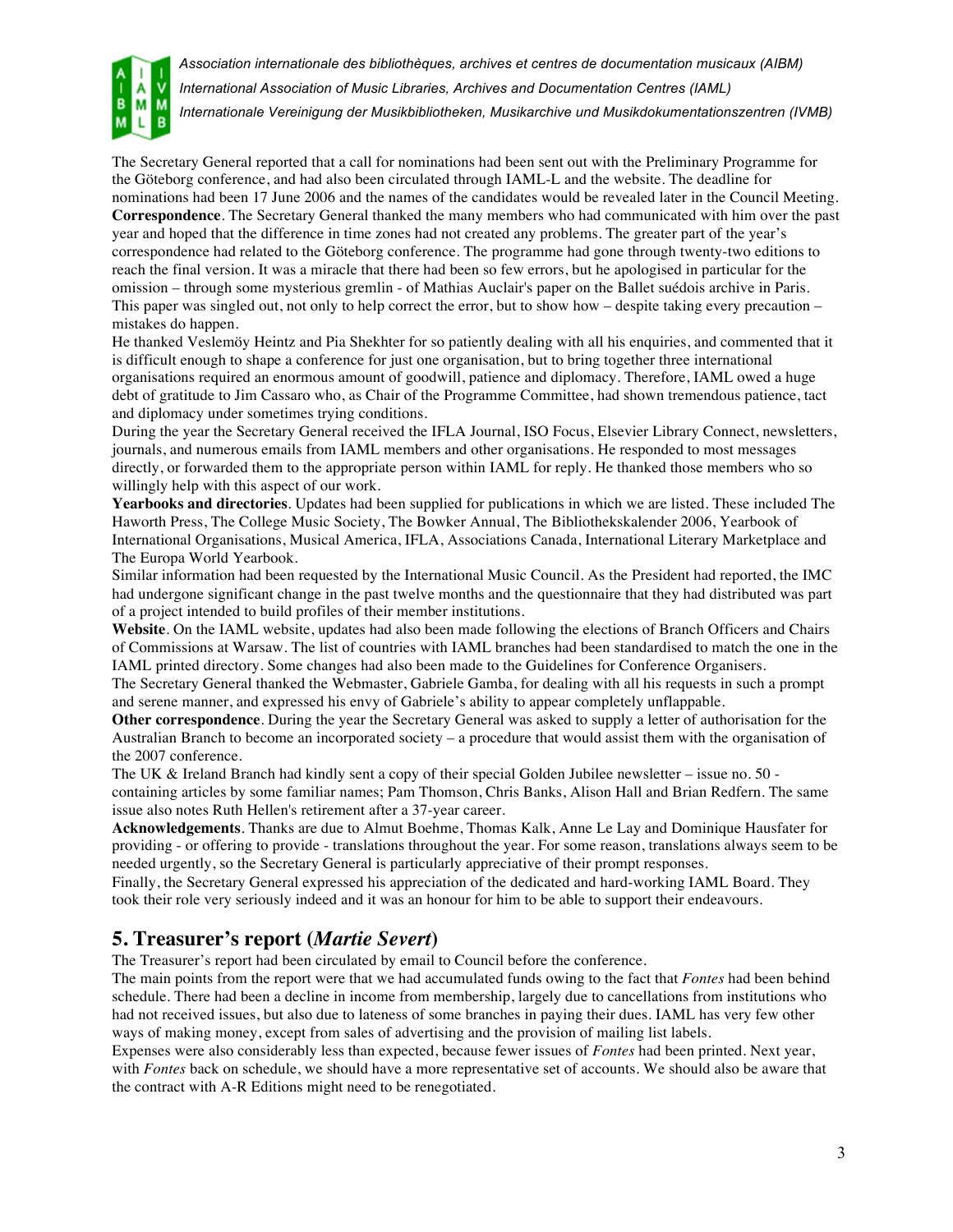The Secretary General reported that a call for nominations had been sent out with the Preliminary Programme for the Göteborg conference, and had also been circulated through IAML-L and the website. The deadline for nominations had been 17 June 2006 and the names of the candidates would be revealed later in the Council Meeting.

**Correspondence**. The Secretary General thanked the many members who had communicated with him over the past year and hoped that the difference in time zones had not created any problems. The greater part of the year's correspondence had related to the Göteborg conference. The programme had gone through twenty-two editions to reach the final version. It was a miracle that there had been so few errors, but he apologised in particular for the omission – through some mysterious gremlin - of Mathias Auclair's paper on the Ballet suédois archive in Paris. This paper was singled out, not only to help correct the error, but to show how – despite taking every precaution – mistakes do happen.

He thanked Veslemöy Heintz and Pia Shekhter for so patiently dealing with all his enquiries, and commented that it is difficult enough to shape a conference for just one organisation, but to bring together three international organisations required an enormous amount of goodwill, patience and diplomacy. Therefore, IAML owed a huge debt of gratitude to Jim Cassaro who, as Chair of the Programme Committee, had shown tremendous patience, tact and diplomacy under sometimes trying conditions.

During the year the Secretary General received the IFLA Journal, ISO Focus, Elsevier Library Connect, newsletters, journals, and numerous emails from IAML members and other organisations. He responded to most messages directly, or forwarded them to the appropriate person within IAML for reply. He thanked those members who so willingly help with this aspect of our work.

**Yearbooks and directories**. Updates had been supplied for publications in which we are listed. These included The Haworth Press, The College Music Society, The Bowker Annual, The Bibliothekskalender 2006, Yearbook of International Organisations, Musical America, IFLA, Associations Canada, International Literary Marketplace and The Europa World Yearbook.

Similar information had been requested by the International Music Council. As the President had reported, the IMC had undergone significant change in the past twelve months and the questionnaire that they had distributed was part of a project intended to build profiles of their member institutions.

**Website**. On the IAML website, updates had also been made following the elections of Branch Officers and Chairs of Commissions at Warsaw. The list of countries with IAML branches had been standardised to match the one in the IAML printed directory. Some changes had also been made to the Guidelines for Conference Organisers.

The Secretary General thanked the Webmaster, Gabriele Gamba, for dealing with all his requests in such a prompt and serene manner, and expressed his envy of Gabriele's ability to appear completely unflappable.

**Other correspondence**. During the year the Secretary General was asked to supply a letter of authorisation for the Australian Branch to become an incorporated society – a procedure that would assist them with the organisation of the 2007 conference.

The UK & Ireland Branch had kindly sent a copy of their special Golden Jubilee newsletter – issue no. 50 - containing articles by some familiar names; Pam Thomson, Chris Banks, Alison Hall and Brian Redfern. The same issue also notes Ruth Hellen's retirement after a 37-year career.

**Acknowledgements**. Thanks are due to Almut Boehme, Thomas Kalk, Anne Le Lay and Dominique Hausfater for providing - or offering to provide - translations throughout the year. For some reason, translations always seem to be needed urgently, so the Secretary General is particularly appreciative of their prompt responses.

Finally, the Secretary General expressed his appreciation of the dedicated and hard-working IAML Board. They took their role very seriously indeed and it was an honour for him to be able to support their endeavours.

## 5. Treasurer's report (*Martie Severt*)

The Treasurer's report had been circulated by email to Council before the conference.

The main points from the report were that we had accumulated funds owing to the fact that *Fontes* had been behind schedule. There had been a decline in income from membership, largely due to cancellations from institutions who had not received issues, but also due to lateness of some branches in paying their dues. IAML has very few other ways of making money, except from sales of advertising and the provision of mailing list labels.

Expenses were also considerably less than expected, because fewer issues of *Fontes* had been printed. Next year, with *Fontes* back on schedule, we should have a more representative set of accounts. We should also be aware that the contract with A-R Editions might need to be renegotiated.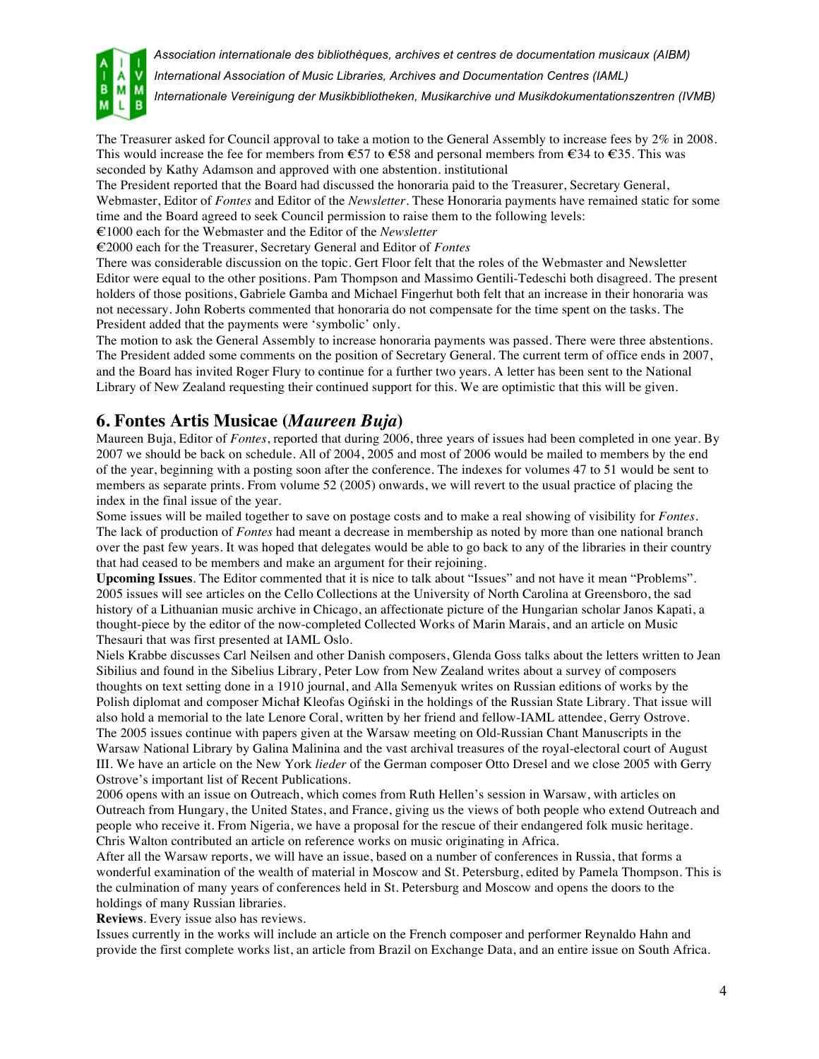The Treasurer asked for Council approval to take a motion to the General Assembly to increase fees by 2% in 2008. This would increase the fee for members from €57 to €58 and personal members from €34 to €35. This was seconded by Kathy Adamson and approved with one abstention. institutional

The President reported that the Board had discussed the honoraria paid to the Treasurer, Secretary General, Webmaster, Editor of *Fontes* and Editor of the *Newsletter*. These Honoraria payments have remained static for some time and the Board agreed to seek Council permission to raise them to the following levels:

€1000 each for the Webmaster and the Editor of the *Newsletter*

€2000 each for the Treasurer, Secretary General and Editor of *Fontes*

There was considerable discussion on the topic. Gert Floor felt that the roles of the Webmaster and Newsletter Editor were equal to the other positions. Pam Thompson and Massimo Gentili-Tedeschi both disagreed. The present holders of those positions, Gabriele Gamba and Michael Fingerhut both felt that an increase in their honoraria was not necessary. John Roberts commented that honoraria do not compensate for the time spent on the tasks. The President added that the payments were 'symbolic' only.

The motion to ask the General Assembly to increase honoraria payments was passed. There were three abstentions. The President added some comments on the position of Secretary General. The current term of office ends in 2007, and the Board has invited Roger Flury to continue for a further two years. A letter has been sent to the National Library of New Zealand requesting their continued support for this. We are optimistic that this will be given.

## 6. Fontes Artis Musicae (*Maureen Buja*)

Maureen Buja, Editor of *Fontes*, reported that during 2006, three years of issues had been completed in one year. By 2007 we should be back on schedule. All of 2004, 2005 and most of 2006 would be mailed to members by the end of the year, beginning with a posting soon after the conference. The indexes for volumes 47 to 51 would be sent to members as separate prints. From volume 52 (2005) onwards, we will revert to the usual practice of placing the index in the final issue of the year.

Some issues will be mailed together to save on postage costs and to make a real showing of visibility for *Fontes*. The lack of production of *Fontes* had meant a decrease in membership as noted by more than one national branch over the past few years. It was hoped that delegates would be able to go back to any of the libraries in their country that had ceased to be members and make an argument for their rejoining.

**Upcoming Issues**. The Editor commented that it is nice to talk about "Issues" and not have it mean "Problems". 2005 issues will see articles on the Cello Collections at the University of North Carolina at Greensboro, the sad history of a Lithuanian music archive in Chicago, an affectionate picture of the Hungarian scholar Janos Kapati, a thought-piece by the editor of the now-completed Collected Works of Marin Marais, and an article on Music Thesauri that was first presented at IAML Oslo.

Niels Krabbe discusses Carl Neilsen and other Danish composers, Glenda Goss talks about the letters written to Jean Sibilius and found in the Sibelius Library, Peter Low from New Zealand writes about a survey of composers thoughts on text setting done in a 1910 journal, and Alla Semenyuk writes on Russian editions of works by the Polish diplomat and composer Michał Kleofas Ogiński in the holdings of the Russian State Library. That issue will also hold a memorial to the late Lenore Coral, written by her friend and fellow-IAML attendee, Gerry Ostrove.

The 2005 issues continue with papers given at the Warsaw meeting on Old-Russian Chant Manuscripts in the Warsaw National Library by Galina Malinina and the vast archival treasures of the royal-electoral court of August III. We have an article on the New York *lieder* of the German composer Otto Dresel and we close 2005 with Gerry Ostrove's important list of Recent Publications.

2006 opens with an issue on Outreach, which comes from Ruth Hellen's session in Warsaw, with articles on Outreach from Hungary, the United States, and France, giving us the views of both people who extend Outreach and people who receive it. From Nigeria, we have a proposal for the rescue of their endangered folk music heritage. Chris Walton contributed an article on reference works on music originating in Africa.

After all the Warsaw reports, we will have an issue, based on a number of conferences in Russia, that forms a wonderful examination of the wealth of material in Moscow and St. Petersburg, edited by Pamela Thompson. This is the culmination of many years of conferences held in St. Petersburg and Moscow and opens the doors to the holdings of many Russian libraries.

**Reviews**. Every issue also has reviews.

Issues currently in the works will include an article on the French composer and performer Reynaldo Hahn and provide the first complete works list, an article from Brazil on Exchange Data, and an entire issue on South Africa.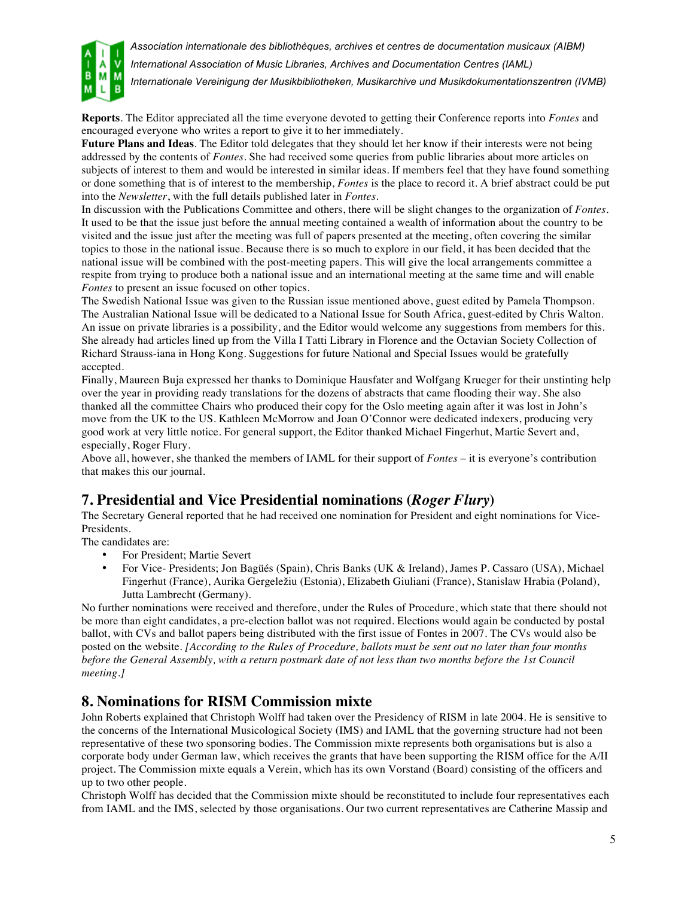**Reports**. The Editor appreciated all the time everyone devoted to getting their Conference reports into *Fontes* and encouraged everyone who writes a report to give it to her immediately.

**Future Plans and Ideas**. The Editor told delegates that they should let her know if their interests were not being addressed by the contents of *Fontes*. She had received some queries from public libraries about more articles on subjects of interest to them and would be interested in similar ideas. If members feel that they have found something or done something that is of interest to the membership, *Fontes* is the place to record it. A brief abstract could be put into the *Newsletter*, with the full details published later in *Fontes*.

In discussion with the Publications Committee and others, there will be slight changes to the organization of *Fontes*. It used to be that the issue just before the annual meeting contained a wealth of information about the country to be visited and the issue just after the meeting was full of papers presented at the meeting, often covering the similar topics to those in the national issue. Because there is so much to explore in our field, it has been decided that the national issue will be combined with the post-meeting papers. This will give the local arrangements committee a respite from trying to produce both a national issue and an international meeting at the same time and will enable *Fontes* to present an issue focused on other topics.

The Swedish National Issue was given to the Russian issue mentioned above, guest edited by Pamela Thompson. The Australian National Issue will be dedicated to a National Issue for South Africa, guest-edited by Chris Walton. An issue on private libraries is a possibility, and the Editor would welcome any suggestions from members for this. She already had articles lined up from the Villa I Tatti Library in Florence and the Octavian Society Collection of Richard Strauss-iana in Hong Kong. Suggestions for future National and Special Issues would be gratefully accepted.

Finally, Maureen Buja expressed her thanks to Dominique Hausfater and Wolfgang Krueger for their unstinting help over the year in providing ready translations for the dozens of abstracts that came flooding their way. She also thanked all the committee Chairs who produced their copy for the Oslo meeting again after it was lost in John's move from the UK to the US. Kathleen McMorrow and Joan O'Connor were dedicated indexers, producing very good work at very little notice. For general support, the Editor thanked Michael Fingerhut, Martie Severt and, especially, Roger Flury.

Above all, however, she thanked the members of IAML for their support of *Fontes* – it is everyone's contribution that makes this our journal.

## 7. Presidential and Vice Presidential nominations (*Roger Flury*)

The Secretary General reported that he had received one nomination for President and eight nominations for Vice-Presidents.

The candidates are:

- For President; Martie Severt
- For Vice- Presidents; Jon Bagüés (Spain), Chris Banks (UK & Ireland), James P. Cassaro (USA), Michael Fingerhut (France), Aurika Gergeležiu (Estonia), Elizabeth Giuliani (France), Stanislaw Hrabia (Poland), Jutta Lambrecht (Germany).

No further nominations were received and therefore, under the Rules of Procedure, which state that there should not be more than eight candidates, a pre-election ballot was not required. Elections would again be conducted by postal ballot, with CVs and ballot papers being distributed with the first issue of Fontes in 2007. The CVs would also be posted on the website. *[According to the Rules of Procedure, ballots must be sent out no later than four months before the General Assembly, with a return postmark date of not less than two months before the 1st Council meeting.]*

## 8. Nominations for RISM Commission mixte

John Roberts explained that Christoph Wolff had taken over the Presidency of RISM in late 2004. He is sensitive to the concerns of the International Musicological Society (IMS) and IAML that the governing structure had not been representative of these two sponsoring bodies. The Commission mixte represents both organisations but is also a corporate body under German law, which receives the grants that have been supporting the RISM office for the A/II project. The Commission mixte equals a Verein, which has its own Vorstand (Board) consisting of the officers and up to two other people.

Christoph Wolff has decided that the Commission mixte should be reconstituted to include four representatives each from IAML and the IMS, selected by those organisations. Our two current representatives are Catherine Massip and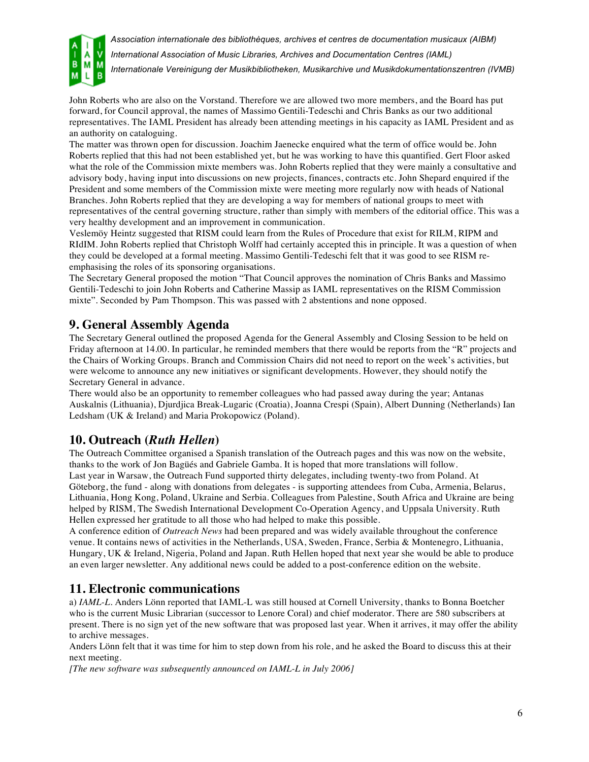John Roberts who are also on the Vorstand. Therefore we are allowed two more members, and the Board has put forward, for Council approval, the names of Massimo Gentili-Tedeschi and Chris Banks as our two additional representatives. The IAML President has already been attending meetings in his capacity as IAML President and as an authority on cataloguing.

The matter was thrown open for discussion. Joachim Jaenecke enquired what the term of office would be. John Roberts replied that this had not been established yet, but he was working to have this quantified. Gert Floor asked what the role of the Commission mixte members was. John Roberts replied that they were mainly a consultative and advisory body, having input into discussions on new projects, finances, contracts etc. John Shepard enquired if the President and some members of the Commission mixte were meeting more regularly now with heads of National Branches. John Roberts replied that they are developing a way for members of national groups to meet with representatives of the central governing structure, rather than simply with members of the editorial office. This was a very healthy development and an improvement in communication.

Veslemöy Heintz suggested that RISM could learn from the Rules of Procedure that exist for RILM, RIPM and RIdIM. John Roberts replied that Christoph Wolff had certainly accepted this in principle. It was a question of when they could be developed at a formal meeting. Massimo Gentili-Tedeschi felt that it was good to see RISM re-emphasising the roles of its sponsoring organisations.

The Secretary General proposed the motion "That Council approves the nomination of Chris Banks and Massimo Gentili-Tedeschi to join John Roberts and Catherine Massip as IAML representatives on the RISM Commission mixte". Seconded by Pam Thompson. This was passed with 2 abstentions and none opposed.

## 9. General Assembly Agenda

The Secretary General outlined the proposed Agenda for the General Assembly and Closing Session to be held on Friday afternoon at 14.00. In particular, he reminded members that there would be reports from the "R" projects and the Chairs of Working Groups. Branch and Commission Chairs did not need to report on the week's activities, but were welcome to announce any new initiatives or significant developments. However, they should notify the Secretary General in advance.

There would also be an opportunity to remember colleagues who had passed away during the year; Antanas Auskalnis (Lithuania), Djurdjica Break-Lugaric (Croatia), Joanna Crespi (Spain), Albert Dunning (Netherlands) Ian Ledsham (UK & Ireland) and Maria Prokopowicz (Poland).

## 10. Outreach (*Ruth Hellen*)

The Outreach Committee organised a Spanish translation of the Outreach pages and this was now on the website, thanks to the work of Jon Bagüés and Gabriele Gamba. It is hoped that more translations will follow.

Last year in Warsaw, the Outreach Fund supported thirty delegates, including twenty-two from Poland. At Göteborg, the fund - along with donations from delegates - is supporting attendees from Cuba, Armenia, Belarus, Lithuania, Hong Kong, Poland, Ukraine and Serbia. Colleagues from Palestine, South Africa and Ukraine are being helped by RISM, The Swedish International Development Co-Operation Agency, and Uppsala University. Ruth Hellen expressed her gratitude to all those who had helped to make this possible.

A conference edition of *Outreach News* had been prepared and was widely available throughout the conference venue. It contains news of activities in the Netherlands, USA, Sweden, France, Serbia & Montenegro, Lithuania, Hungary, UK & Ireland, Nigeria, Poland and Japan. Ruth Hellen hoped that next year she would be able to produce an even larger newsletter. Any additional news could be added to a post-conference edition on the website.

## 11. Electronic communications

a) *IAML-L*. Anders Lönn reported that IAML-L was still housed at Cornell University, thanks to Bonna Boetcher who is the current Music Librarian (successor to Lenore Coral) and chief moderator. There are 580 subscribers at present. There is no sign yet of the new software that was proposed last year. When it arrives, it may offer the ability to archive messages.

Anders Lönn felt that it was time for him to step down from his role, and he asked the Board to discuss this at their next meeting.

*[The new software was subsequently announced on IAML-L in July 2006]*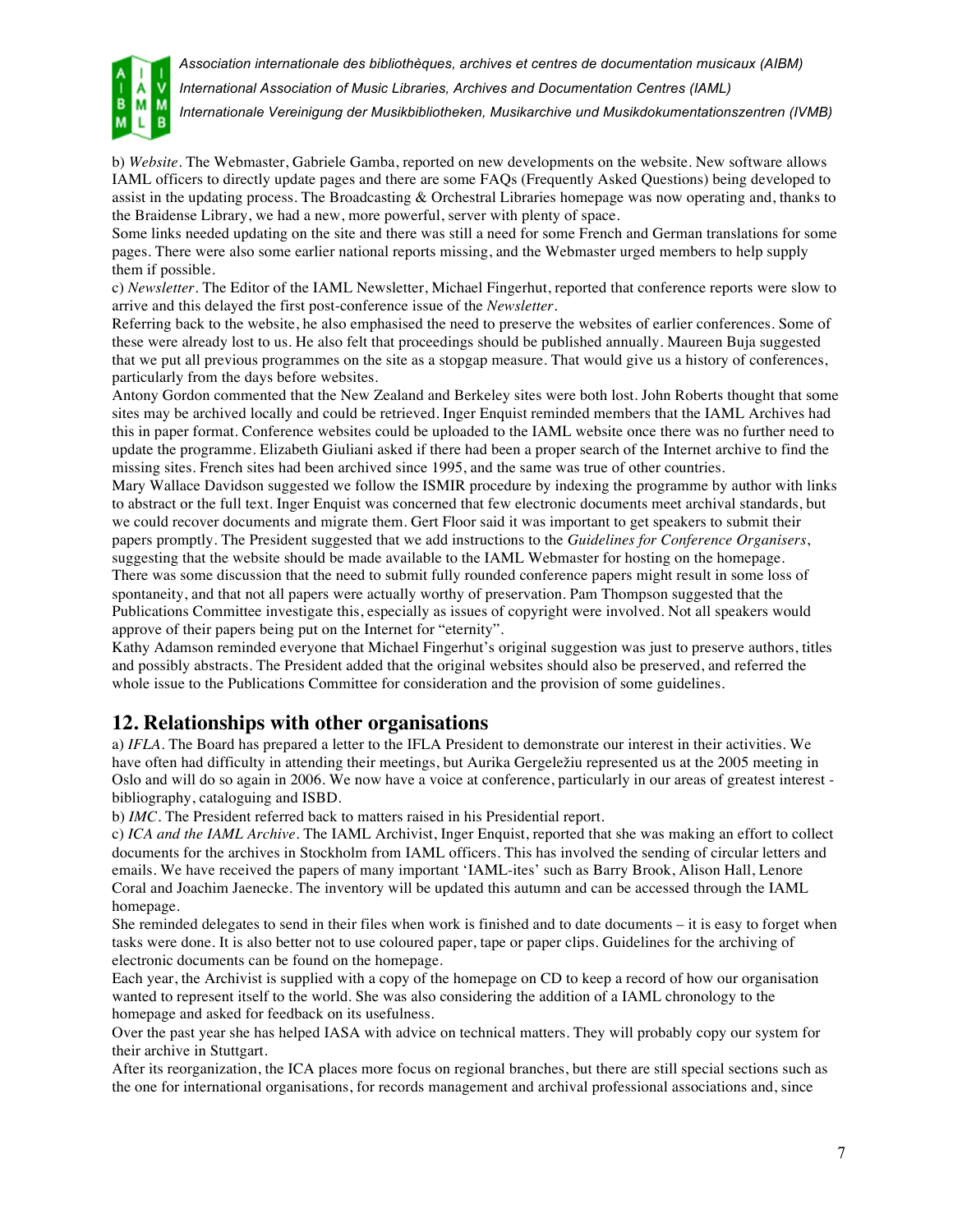b) *Website*. The Webmaster, Gabriele Gamba, reported on new developments on the website. New software allows IAML officers to directly update pages and there are some FAQs (Frequently Asked Questions) being developed to assist in the updating process. The Broadcasting & Orchestral Libraries homepage was now operating and, thanks to the Braidense Library, we had a new, more powerful, server with plenty of space.

Some links needed updating on the site and there was still a need for some French and German translations for some pages. There were also some earlier national reports missing, and the Webmaster urged members to help supply them if possible.

c) *Newsletter*. The Editor of the IAML Newsletter, Michael Fingerhut, reported that conference reports were slow to arrive and this delayed the first post-conference issue of the *Newsletter*.

Referring back to the website, he also emphasised the need to preserve the websites of earlier conferences. Some of these were already lost to us. He also felt that proceedings should be published annually. Maureen Buja suggested that we put all previous programmes on the site as a stopgap measure. That would give us a history of conferences, particularly from the days before websites.

Antony Gordon commented that the New Zealand and Berkeley sites were both lost. John Roberts thought that some sites may be archived locally and could be retrieved. Inger Enquist reminded members that the IAML Archives had this in paper format. Conference websites could be uploaded to the IAML website once there was no further need to update the programme. Elizabeth Giuliani asked if there had been a proper search of the Internet archive to find the missing sites. French sites had been archived since 1995, and the same was true of other countries.

Mary Wallace Davidson suggested we follow the ISMIR procedure by indexing the programme by author with links to abstract or the full text. Inger Enquist was concerned that few electronic documents meet archival standards, but we could recover documents and migrate them. Gert Floor said it was important to get speakers to submit their papers promptly. The President suggested that we add instructions to the *Guidelines for Conference Organisers*, suggesting that the website should be made available to the IAML Webmaster for hosting on the homepage.

There was some discussion that the need to submit fully rounded conference papers might result in some loss of spontaneity, and that not all papers were actually worthy of preservation. Pam Thompson suggested that the Publications Committee investigate this, especially as issues of copyright were involved. Not all speakers would approve of their papers being put on the Internet for "eternity".

Kathy Adamson reminded everyone that Michael Fingerhut's original suggestion was just to preserve authors, titles and possibly abstracts. The President added that the original websites should also be preserved, and referred the whole issue to the Publications Committee for consideration and the provision of some guidelines.

## 12. Relationships with other organisations

a) *IFLA*. The Board has prepared a letter to the IFLA President to demonstrate our interest in their activities. We have often had difficulty in attending their meetings, but Aurika Gergeležiu represented us at the 2005 meeting in Oslo and will do so again in 2006. We now have a voice at conference, particularly in our areas of greatest interest - bibliography, cataloguing and ISBD.

b) *IMC*. The President referred back to matters raised in his Presidential report.

c) *ICA and the IAML Archive*. The IAML Archivist, Inger Enquist, reported that she was making an effort to collect documents for the archives in Stockholm from IAML officers. This has involved the sending of circular letters and emails. We have received the papers of many important 'IAML-ites' such as Barry Brook, Alison Hall, Lenore Coral and Joachim Jaenecke. The inventory will be updated this autumn and can be accessed through the IAML homepage.

She reminded delegates to send in their files when work is finished and to date documents – it is easy to forget when tasks were done. It is also better not to use coloured paper, tape or paper clips. Guidelines for the archiving of electronic documents can be found on the homepage.

Each year, the Archivist is supplied with a copy of the homepage on CD to keep a record of how our organisation wanted to represent itself to the world. She was also considering the addition of a IAML chronology to the homepage and asked for feedback on its usefulness.

Over the past year she has helped IASA with advice on technical matters. They will probably copy our system for their archive in Stuttgart.

After its reorganization, the ICA places more focus on regional branches, but there are still special sections such as the one for international organisations, for records management and archival professional associations and, since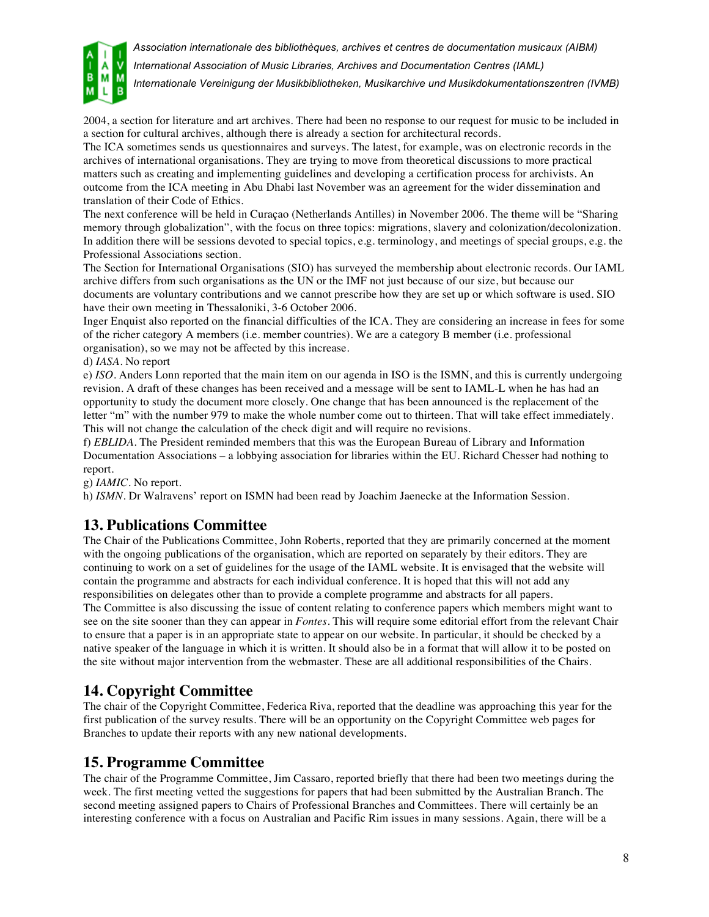2004, a section for literature and art archives. There had been no response to our request for music to be included in a section for cultural archives, although there is already a section for architectural records.

The ICA sometimes sends us questionnaires and surveys. The latest, for example, was on electronic records in the archives of international organisations. They are trying to move from theoretical discussions to more practical matters such as creating and implementing guidelines and developing a certification process for archivists. An outcome from the ICA meeting in Abu Dhabi last November was an agreement for the wider dissemination and translation of their Code of Ethics.

The next conference will be held in Curaçao (Netherlands Antilles) in November 2006. The theme will be "Sharing memory through globalization", with the focus on three topics: migrations, slavery and colonization/decolonization. In addition there will be sessions devoted to special topics, e.g. terminology, and meetings of special groups, e.g. the Professional Associations section.

The Section for International Organisations (SIO) has surveyed the membership about electronic records. Our IAML archive differs from such organisations as the UN or the IMF not just because of our size, but because our documents are voluntary contributions and we cannot prescribe how they are set up or which software is used. SIO have their own meeting in Thessaloniki, 3-6 October 2006.

Inger Enquist also reported on the financial difficulties of the ICA. They are considering an increase in fees for some of the richer category A members (i.e. member countries). We are a category B member (i.e. professional organisation), so we may not be affected by this increase.

d) *IASA*. No report

e) *ISO*. Anders Lonn reported that the main item on our agenda in ISO is the ISMN, and this is currently undergoing revision. A draft of these changes has been received and a message will be sent to IAML-L when he has had an opportunity to study the document more closely. One change that has been announced is the replacement of the letter "m" with the number 979 to make the whole number come out to thirteen. That will take effect immediately. This will not change the calculation of the check digit and will require no revisions.

f) *EBLIDA*. The President reminded members that this was the European Bureau of Library and Information Documentation Associations – a lobbying association for libraries within the EU. Richard Chesser had nothing to report.

g) *IAMIC*. No report.

h) *ISMN*. Dr Walravens' report on ISMN had been read by Joachim Jaenecke at the Information Session.

## 13. Publications Committee

The Chair of the Publications Committee, John Roberts, reported that they are primarily concerned at the moment with the ongoing publications of the organisation, which are reported on separately by their editors. They are continuing to work on a set of guidelines for the usage of the IAML website. It is envisaged that the website will contain the programme and abstracts for each individual conference. It is hoped that this will not add any responsibilities on delegates other than to provide a complete programme and abstracts for all papers.

The Committee is also discussing the issue of content relating to conference papers which members might want to see on the site sooner than they can appear in *Fontes*. This will require some editorial effort from the relevant Chair to ensure that a paper is in an appropriate state to appear on our website. In particular, it should be checked by a native speaker of the language in which it is written. It should also be in a format that will allow it to be posted on the site without major intervention from the webmaster. These are all additional responsibilities of the Chairs.

## 14. Copyright Committee

The chair of the Copyright Committee, Federica Riva, reported that the deadline was approaching this year for the first publication of the survey results. There will be an opportunity on the Copyright Committee web pages for Branches to update their reports with any new national developments.

## 15. Programme Committee

The chair of the Programme Committee, Jim Cassaro, reported briefly that there had been two meetings during the week. The first meeting vetted the suggestions for papers that had been submitted by the Australian Branch. The second meeting assigned papers to Chairs of Professional Branches and Committees. There will certainly be an interesting conference with a focus on Australian and Pacific Rim issues in many sessions. Again, there will be a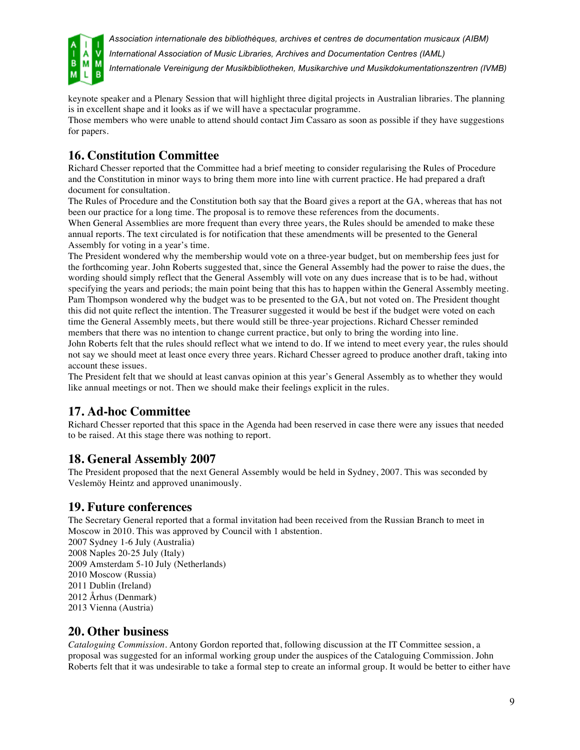keynote speaker and a Plenary Session that will highlight three digital projects in Australian libraries. The planning is in excellent shape and it looks as if we will have a spectacular programme.
Those members who were unable to attend should contact Jim Cassaro as soon as possible if they have suggestions for papers.

## 16. Constitution Committee

Richard Chesser reported that the Committee had a brief meeting to consider regularising the Rules of Procedure and the Constitution in minor ways to bring them more into line with current practice. He had prepared a draft document for consultation.
The Rules of Procedure and the Constitution both say that the Board gives a report at the GA, whereas that has not been our practice for a long time. The proposal is to remove these references from the documents.
When General Assemblies are more frequent than every three years, the Rules should be amended to make these annual reports. The text circulated is for notification that these amendments will be presented to the General Assembly for voting in a year's time.
The President wondered why the membership would vote on a three-year budget, but on membership fees just for the forthcoming year. John Roberts suggested that, since the General Assembly had the power to raise the dues, the wording should simply reflect that the General Assembly will vote on any dues increase that is to be had, without specifying the years and periods; the main point being that this has to happen within the General Assembly meeting.
Pam Thompson wondered why the budget was to be presented to the GA, but not voted on. The President thought this did not quite reflect the intention. The Treasurer suggested it would be best if the budget were voted on each time the General Assembly meets, but there would still be three-year projections. Richard Chesser reminded members that there was no intention to change current practice, but only to bring the wording into line.
John Roberts felt that the rules should reflect what we intend to do. If we intend to meet every year, the rules should not say we should meet at least once every three years. Richard Chesser agreed to produce another draft, taking into account these issues.
The President felt that we should at least canvas opinion at this year's General Assembly as to whether they would like annual meetings or not. Then we should make their feelings explicit in the rules.

## 17. Ad-hoc Committee

Richard Chesser reported that this space in the Agenda had been reserved in case there were any issues that needed to be raised. At this stage there was nothing to report.

## 18. General Assembly 2007

The President proposed that the next General Assembly would be held in Sydney, 2007. This was seconded by Veslemöy Heintz and approved unanimously.

## 19. Future conferences

The Secretary General reported that a formal invitation had been received from the Russian Branch to meet in Moscow in 2010. This was approved by Council with 1 abstention.
2007 Sydney 1-6 July (Australia)
2008 Naples 20-25 July (Italy)
2009 Amsterdam 5-10 July (Netherlands)
2010 Moscow (Russia)
2011 Dublin (Ireland)
2012 Århus (Denmark)
2013 Vienna (Austria)

## 20. Other business

*Cataloguing Commission*. Antony Gordon reported that, following discussion at the IT Committee session, a proposal was suggested for an informal working group under the auspices of the Cataloguing Commission. John Roberts felt that it was undesirable to take a formal step to create an informal group. It would be better to either have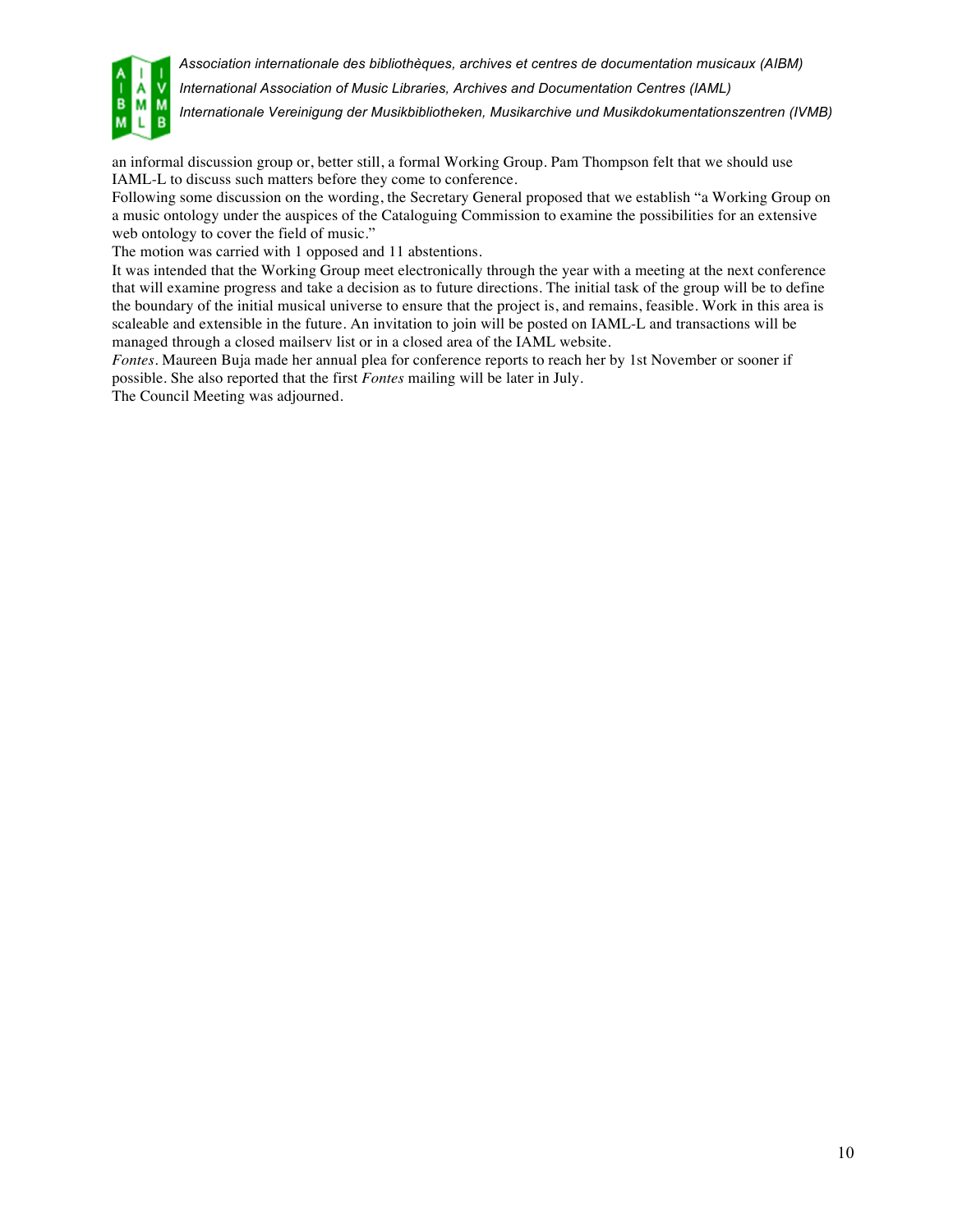an informal discussion group or, better still, a formal Working Group. Pam Thompson felt that we should use IAML-L to discuss such matters before they come to conference.

Following some discussion on the wording, the Secretary General proposed that we establish "a Working Group on a music ontology under the auspices of the Cataloguing Commission to examine the possibilities for an extensive web ontology to cover the field of music."

The motion was carried with 1 opposed and 11 abstentions.

It was intended that the Working Group meet electronically through the year with a meeting at the next conference that will examine progress and take a decision as to future directions. The initial task of the group will be to define the boundary of the initial musical universe to ensure that the project is, and remains, feasible. Work in this area is scaleable and extensible in the future. An invitation to join will be posted on IAML-L and transactions will be managed through a closed mailserv list or in a closed area of the IAML website.

*Fontes*. Maureen Buja made her annual plea for conference reports to reach her by 1st November or sooner if possible. She also reported that the first *Fontes* mailing will be later in July.

The Council Meeting was adjourned.